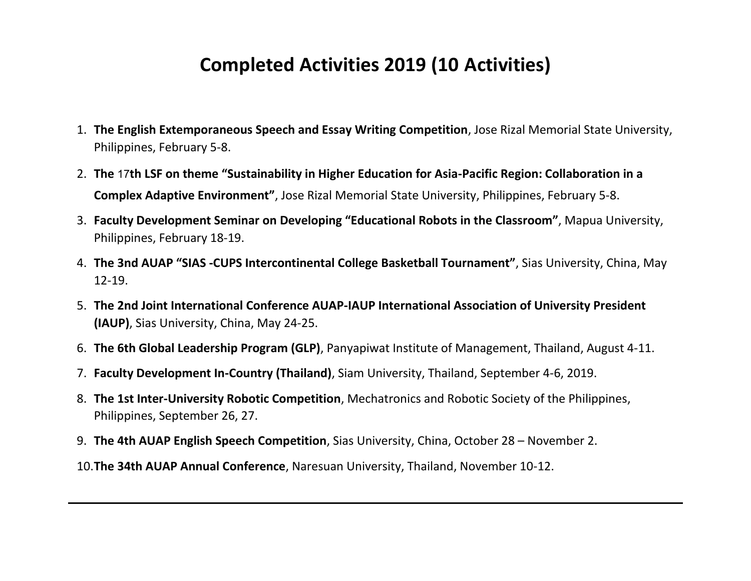# Completed Activities 2019 (10 Activities)

1. **The English Extemporaneous Speech and Essay Writing Competition**, Jose Rizal Memorial State University, Philippines, February 5-8.
2. **The** 17**th LSF on theme "Sustainability in Higher Education for Asia-Pacific Region: Collaboration in a Complex Adaptive Environment"**, Jose Rizal Memorial State University, Philippines, February 5-8.
3. **Faculty Development Seminar on Developing "Educational Robots in the Classroom"**, Mapua University, Philippines, February 18-19.
4. **The 3nd AUAP "SIAS -CUPS Intercontinental College Basketball Tournament"**, Sias University, China, May 12-19.
5. **The 2nd Joint International Conference AUAP-IAUP International Association of University President (IAUP)**, Sias University, China, May 24-25.
6. **The 6th Global Leadership Program (GLP)**, Panyapiwat Institute of Management, Thailand, August 4-11.
7. **Faculty Development In-Country (Thailand)**, Siam University, Thailand, September 4-6, 2019.
8. **The 1st Inter-University Robotic Competition**, Mechatronics and Robotic Society of the Philippines, Philippines, September 26, 27.
9. **The 4th AUAP English Speech Competition**, Sias University, China, October 28 – November 2.
10. **The 34th AUAP Annual Conference**, Naresuan University, Thailand, November 10-12.

---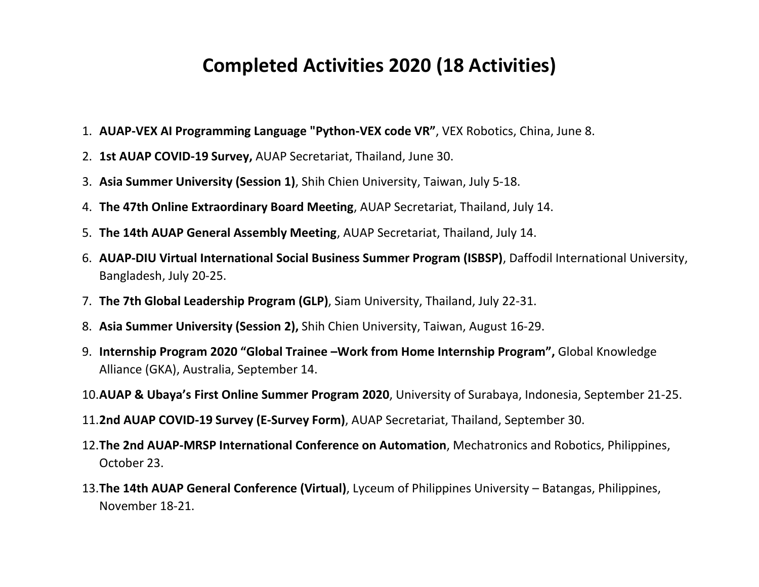# Completed Activities 2020 (18 Activities)

1. **AUAP-VEX AI Programming Language "Python-VEX code VR"**, VEX Robotics, China, June 8.
2. **1st AUAP COVID-19 Survey,** AUAP Secretariat, Thailand, June 30.
3. **Asia Summer University (Session 1)**, Shih Chien University, Taiwan, July 5-18.
4. **The 47th Online Extraordinary Board Meeting**, AUAP Secretariat, Thailand, July 14.
5. **The 14th AUAP General Assembly Meeting**, AUAP Secretariat, Thailand, July 14.
6. **AUAP-DIU Virtual International Social Business Summer Program (ISBSP)**, Daffodil International University, Bangladesh, July 20-25.
7. **The 7th Global Leadership Program (GLP)**, Siam University, Thailand, July 22-31.
8. **Asia Summer University (Session 2),** Shih Chien University, Taiwan, August 16-29.
9. **Internship Program 2020 "Global Trainee –Work from Home Internship Program",** Global Knowledge Alliance (GKA), Australia, September 14.
10. **AUAP & Ubaya's First Online Summer Program 2020**, University of Surabaya, Indonesia, September 21-25.
11. **2nd AUAP COVID-19 Survey (E-Survey Form)**, AUAP Secretariat, Thailand, September 30.
12. **The 2nd AUAP-MRSP International Conference on Automation**, Mechatronics and Robotics, Philippines, October 23.
13. **The 14th AUAP General Conference (Virtual)**, Lyceum of Philippines University – Batangas, Philippines, November 18-21.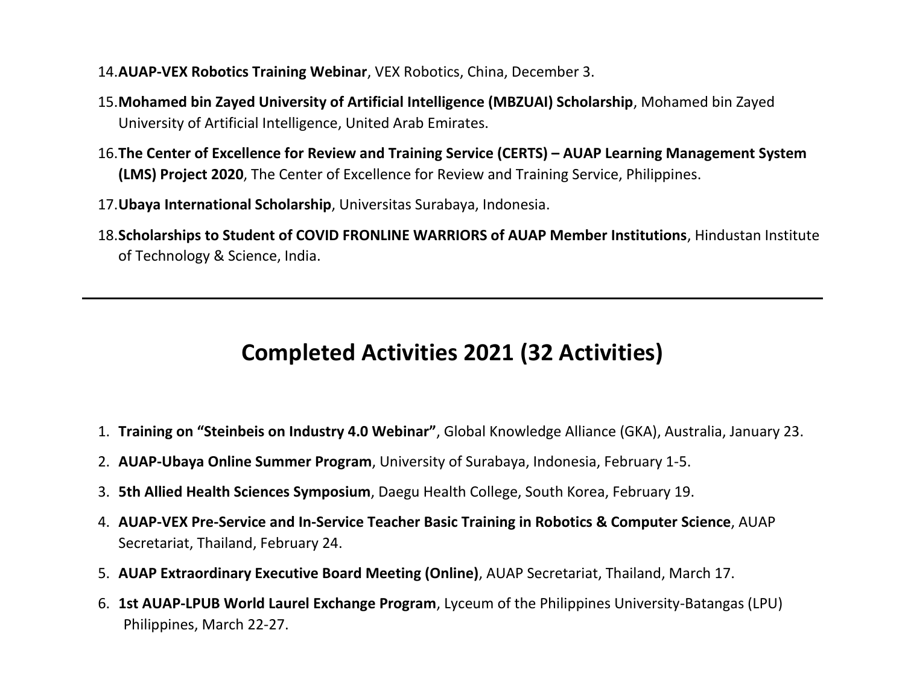14. **AUAP-VEX Robotics Training Webinar**, VEX Robotics, China, December 3.
15. **Mohamed bin Zayed University of Artificial Intelligence (MBZUAI) Scholarship**, Mohamed bin Zayed University of Artificial Intelligence, United Arab Emirates.
16. **The Center of Excellence for Review and Training Service (CERTS) – AUAP Learning Management System (LMS) Project 2020**, The Center of Excellence for Review and Training Service, Philippines.
17. **Ubaya International Scholarship**, Universitas Surabaya, Indonesia.
18. **Scholarships to Student of COVID FRONLINE WARRIORS of AUAP Member Institutions**, Hindustan Institute of Technology & Science, India.

---

## Completed Activities 2021 (32 Activities)

1. **Training on "Steinbeis on Industry 4.0 Webinar"**, Global Knowledge Alliance (GKA), Australia, January 23.
2. **AUAP-Ubaya Online Summer Program**, University of Surabaya, Indonesia, February 1-5.
3. **5th Allied Health Sciences Symposium**, Daegu Health College, South Korea, February 19.
4. **AUAP-VEX Pre-Service and In-Service Teacher Basic Training in Robotics & Computer Science**, AUAP Secretariat, Thailand, February 24.
5. **AUAP Extraordinary Executive Board Meeting (Online)**, AUAP Secretariat, Thailand, March 17.
6. **1st AUAP-LPUB World Laurel Exchange Program**, Lyceum of the Philippines University-Batangas (LPU) Philippines, March 22-27.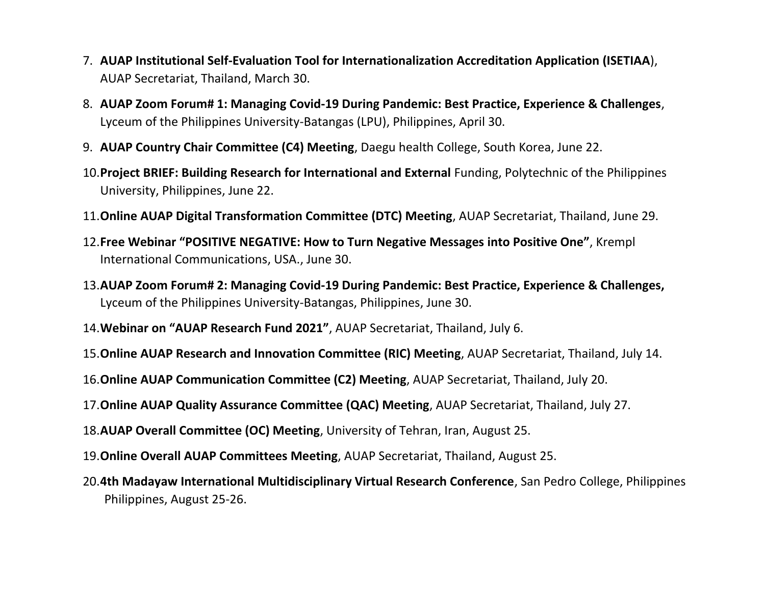7. **AUAP Institutional Self-Evaluation Tool for Internationalization Accreditation Application (ISETIAA**), AUAP Secretariat, Thailand, March 30.
8. **AUAP Zoom Forum# 1: Managing Covid-19 During Pandemic: Best Practice, Experience & Challenges**, Lyceum of the Philippines University-Batangas (LPU), Philippines, April 30.
9. **AUAP Country Chair Committee (C4) Meeting**, Daegu health College, South Korea, June 22.
10. **Project BRIEF: Building Research for International and External** Funding, Polytechnic of the Philippines University, Philippines, June 22.
11. **Online AUAP Digital Transformation Committee (DTC) Meeting**, AUAP Secretariat, Thailand, June 29.
12. **Free Webinar "POSITIVE NEGATIVE: How to Turn Negative Messages into Positive One"**, Krempl International Communications, USA., June 30.
13. **AUAP Zoom Forum# 2: Managing Covid-19 During Pandemic: Best Practice, Experience & Challenges,** Lyceum of the Philippines University-Batangas, Philippines, June 30.
14. **Webinar on "AUAP Research Fund 2021"**, AUAP Secretariat, Thailand, July 6.
15. **Online AUAP Research and Innovation Committee (RIC) Meeting**, AUAP Secretariat, Thailand, July 14.
16. **Online AUAP Communication Committee (C2) Meeting**, AUAP Secretariat, Thailand, July 20.
17. **Online AUAP Quality Assurance Committee (QAC) Meeting**, AUAP Secretariat, Thailand, July 27.
18. **AUAP Overall Committee (OC) Meeting**, University of Tehran, Iran, August 25.
19. **Online Overall AUAP Committees Meeting**, AUAP Secretariat, Thailand, August 25.
20. **4th Madayaw International Multidisciplinary Virtual Research Conference**, San Pedro College, Philippines Philippines, August 25-26.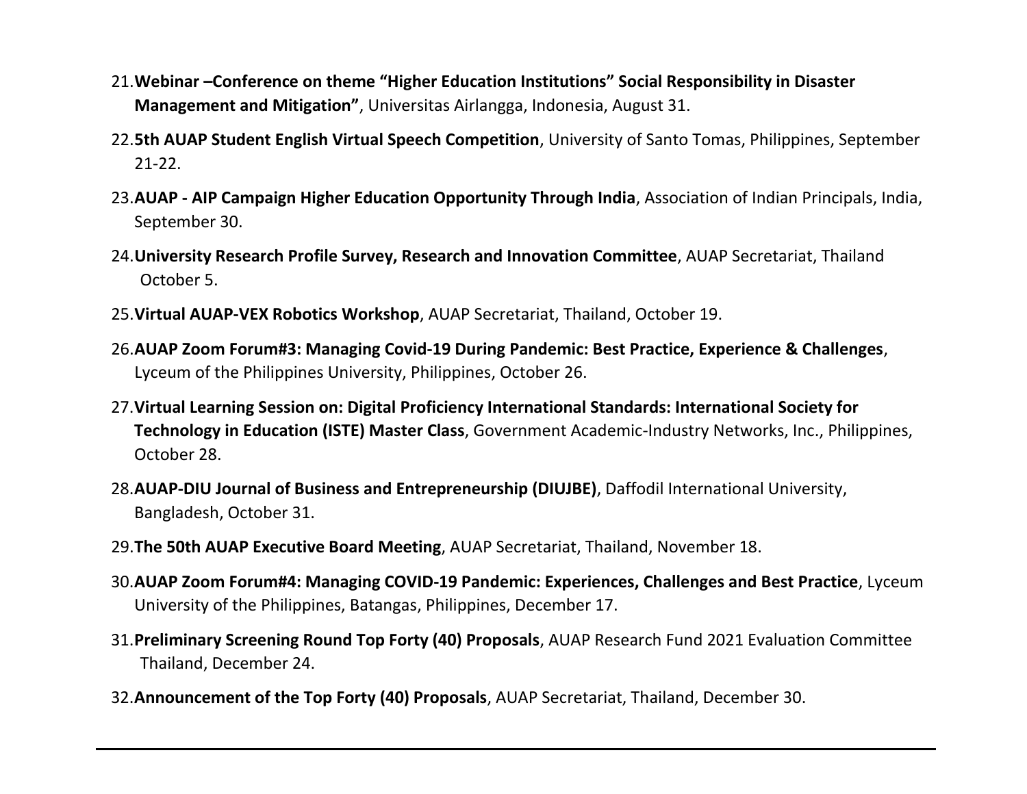21. **Webinar –Conference on theme "Higher Education Institutions" Social Responsibility in Disaster Management and Mitigation"**, Universitas Airlangga, Indonesia, August 31.

22. **5th AUAP Student English Virtual Speech Competition**, University of Santo Tomas, Philippines, September 21-22.

23. **AUAP - AIP Campaign Higher Education Opportunity Through India**, Association of Indian Principals, India, September 30.

24. **University Research Profile Survey, Research and Innovation Committee**, AUAP Secretariat, Thailand October 5.

25. **Virtual AUAP-VEX Robotics Workshop**, AUAP Secretariat, Thailand, October 19.

26. **AUAP Zoom Forum#3: Managing Covid-19 During Pandemic: Best Practice, Experience & Challenges**, Lyceum of the Philippines University, Philippines, October 26.

27. **Virtual Learning Session on: Digital Proficiency International Standards: International Society for Technology in Education (ISTE) Master Class**, Government Academic-Industry Networks, Inc., Philippines, October 28.

28. **AUAP-DIU Journal of Business and Entrepreneurship (DIUJBE)**, Daffodil International University, Bangladesh, October 31.

29. **The 50th AUAP Executive Board Meeting**, AUAP Secretariat, Thailand, November 18.

30. **AUAP Zoom Forum#4: Managing COVID-19 Pandemic: Experiences, Challenges and Best Practice**, Lyceum University of the Philippines, Batangas, Philippines, December 17.

31. **Preliminary Screening Round Top Forty (40) Proposals**, AUAP Research Fund 2021 Evaluation Committee Thailand, December 24.

32. **Announcement of the Top Forty (40) Proposals**, AUAP Secretariat, Thailand, December 30.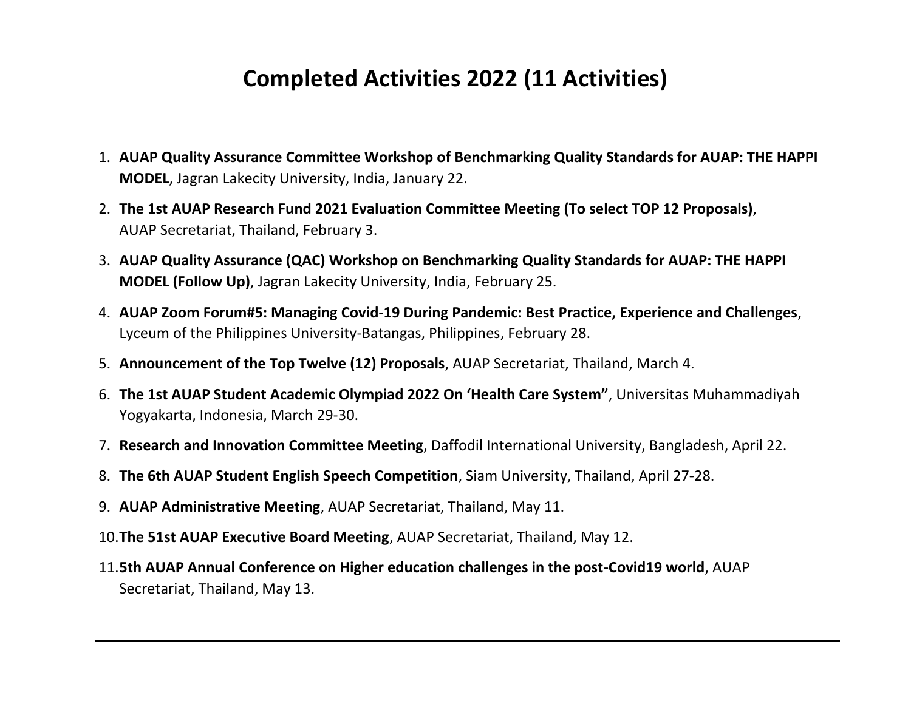# Completed Activities 2022 (11 Activities)

1. **AUAP Quality Assurance Committee Workshop of Benchmarking Quality Standards for AUAP: THE HAPPI MODEL**, Jagran Lakecity University, India, January 22.
2. **The 1st AUAP Research Fund 2021 Evaluation Committee Meeting (To select TOP 12 Proposals)**, AUAP Secretariat, Thailand, February 3.
3. **AUAP Quality Assurance (QAC) Workshop on Benchmarking Quality Standards for AUAP: THE HAPPI MODEL (Follow Up)**, Jagran Lakecity University, India, February 25.
4. **AUAP Zoom Forum#5: Managing Covid-19 During Pandemic: Best Practice, Experience and Challenges**, Lyceum of the Philippines University-Batangas, Philippines, February 28.
5. **Announcement of the Top Twelve (12) Proposals**, AUAP Secretariat, Thailand, March 4.
6. **The 1st AUAP Student Academic Olympiad 2022 On 'Health Care System"**, Universitas Muhammadiyah Yogyakarta, Indonesia, March 29-30.
7. **Research and Innovation Committee Meeting**, Daffodil International University, Bangladesh, April 22.
8. **The 6th AUAP Student English Speech Competition**, Siam University, Thailand, April 27-28.
9. **AUAP Administrative Meeting**, AUAP Secretariat, Thailand, May 11.
10. **The 51st AUAP Executive Board Meeting**, AUAP Secretariat, Thailand, May 12.
11. **5th AUAP Annual Conference on Higher education challenges in the post-Covid19 world**, AUAP Secretariat, Thailand, May 13.